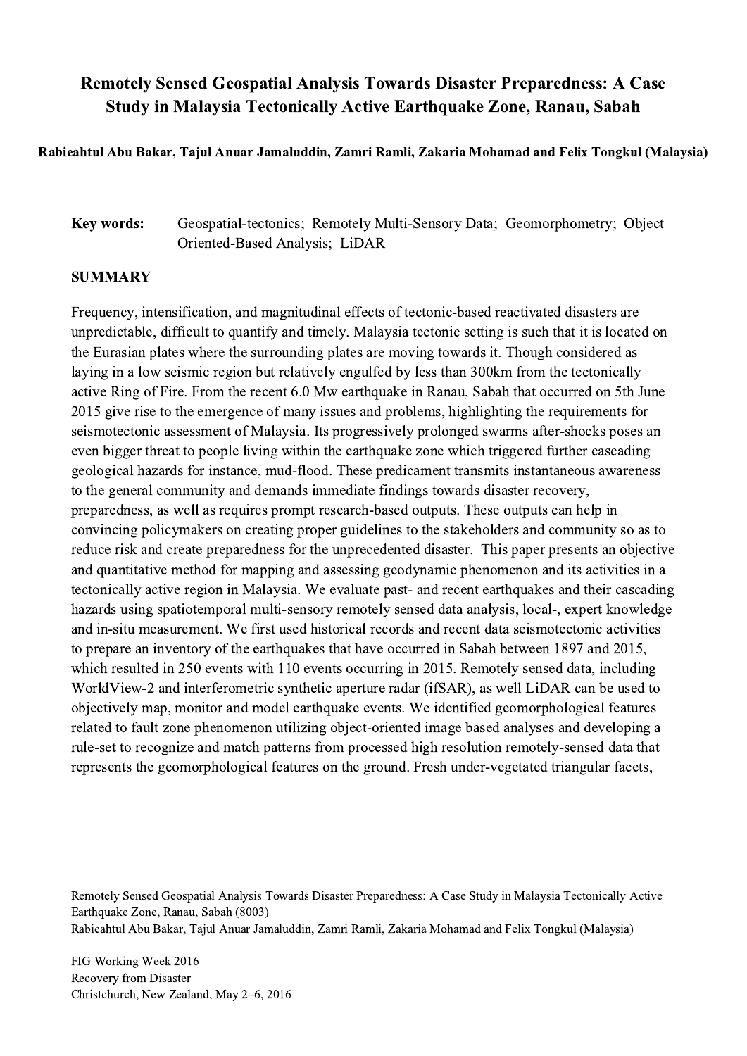# Remotely Sensed Geospatial Analysis Towards Disaster Preparedness: A Case Study in Malaysia Tectonically Active Earthquake Zone, Ranau, Sabah

**Rabieahtul Abu Bakar, Tajul Anuar Jamaluddin, Zamri Ramli, Zakaria Mohamad and Felix Tongkul (Malaysia)**

**Key words:** Geospatial-tectonics; Remotely Multi-Sensory Data; Geomorphometry; Object Oriented-Based Analysis; LiDAR

## SUMMARY

Frequency, intensification, and magnitudinal effects of tectonic-based reactivated disasters are unpredictable, difficult to quantify and timely. Malaysia tectonic setting is such that it is located on the Eurasian plates where the surrounding plates are moving towards it. Though considered as laying in a low seismic region but relatively engulfed by less than 300km from the tectonically active Ring of Fire. From the recent 6.0 Mw earthquake in Ranau, Sabah that occurred on 5th June 2015 give rise to the emergence of many issues and problems, highlighting the requirements for seismotectonic assessment of Malaysia. Its progressively prolonged swarms after-shocks poses an even bigger threat to people living within the earthquake zone which triggered further cascading geological hazards for instance, mud-flood. These predicament transmits instantaneous awareness to the general community and demands immediate findings towards disaster recovery, preparedness, as well as requires prompt research-based outputs. These outputs can help in convincing policymakers on creating proper guidelines to the stakeholders and community so as to reduce risk and create preparedness for the unprecedented disaster. This paper presents an objective and quantitative method for mapping and assessing geodynamic phenomenon and its activities in a tectonically active region in Malaysia. We evaluate past- and recent earthquakes and their cascading hazards using spatiotemporal multi-sensory remotely sensed data analysis, local-, expert knowledge and in-situ measurement. We first used historical records and recent data seismotectonic activities to prepare an inventory of the earthquakes that have occurred in Sabah between 1897 and 2015, which resulted in 250 events with 110 events occurring in 2015. Remotely sensed data, including WorldView-2 and interferometric synthetic aperture radar (ifSAR), as well LiDAR can be used to objectively map, monitor and model earthquake events. We identified geomorphological features related to fault zone phenomenon utilizing object-oriented image based analyses and developing a rule-set to recognize and match patterns from processed high resolution remotely-sensed data that represents the geomorphological features on the ground. Fresh under-vegetated triangular facets,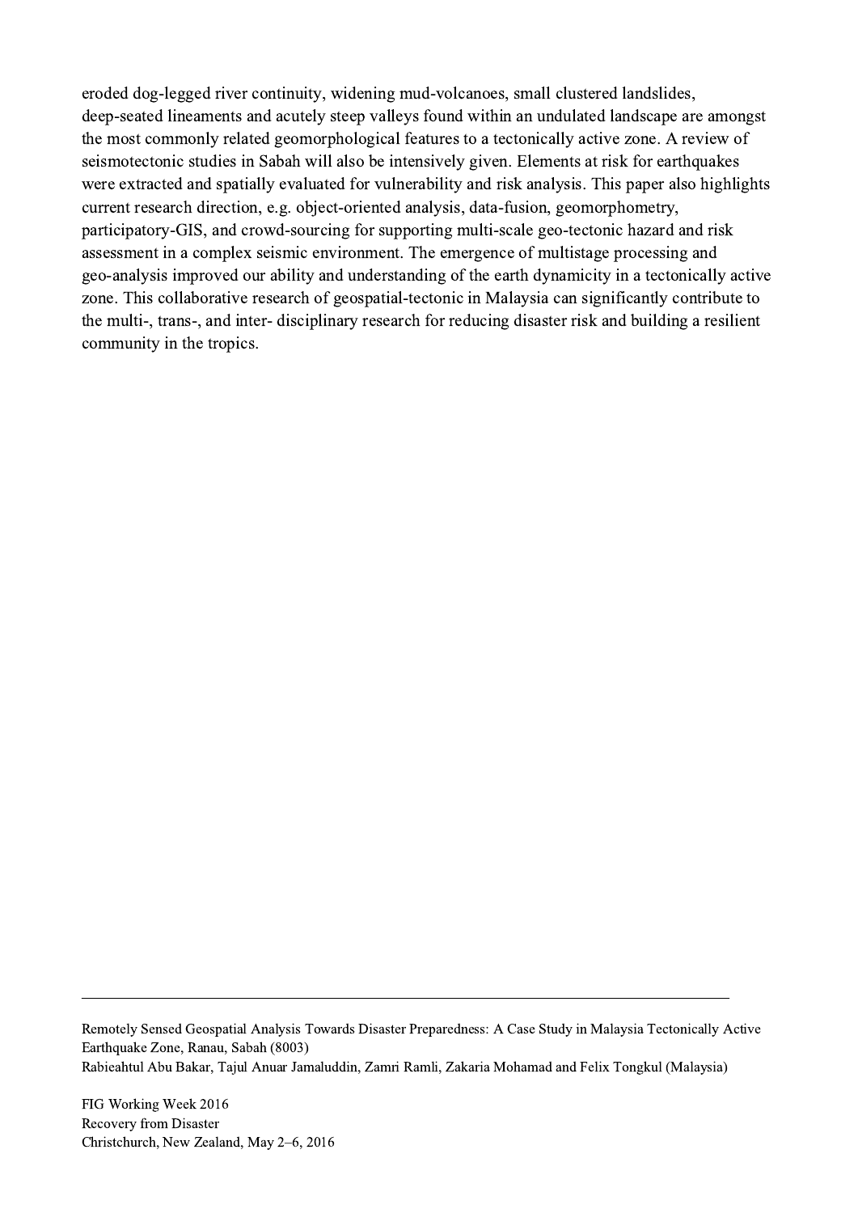eroded dog-legged river continuity, widening mud-volcanoes, small clustered landslides, deep-seated lineaments and acutely steep valleys found within an undulated landscape are amongst the most commonly related geomorphological features to a tectonically active zone. A review of seismotectonic studies in Sabah will also be intensively given. Elements at risk for earthquakes were extracted and spatially evaluated for vulnerability and risk analysis. This paper also highlights current research direction, e.g. object-oriented analysis, data-fusion, geomorphometry, participatory-GIS, and crowd-sourcing for supporting multi-scale geo-tectonic hazard and risk assessment in a complex seismic environment. The emergence of multistage processing and geo-analysis improved our ability and understanding of the earth dynamicity in a tectonically active zone. This collaborative research of geospatial-tectonic in Malaysia can significantly contribute to the multi-, trans-, and inter- disciplinary research for reducing disaster risk and building a resilient community in the tropics.